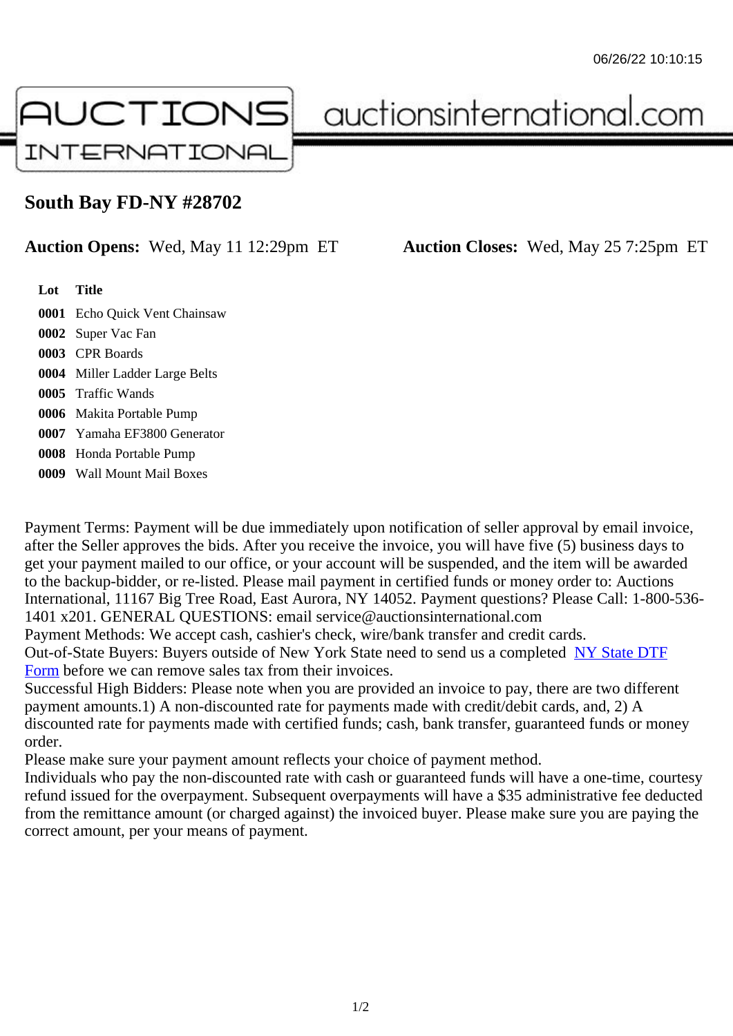# South Bay FD-NY #28702

**Auction Opens:** Wed, May 11 12:29pm ET **Auction Closes:** Wed, May 25 7:25pm ET

| Lot | Title |
| --- | --- |
| 0001 | Echo Quick Vent Chainsaw |
| 0002 | Super Vac Fan |
| 0003 | CPR Boards |
| 0004 | Miller Ladder Large Belts |
| 0005 | Traffic Wands |
| 0006 | Makita Portable Pump |
| 0007 | Yamaha EF3800 Generator |
| 0008 | Honda Portable Pump |
| 0009 | Wall Mount Mail Boxes |

Payment Terms: Payment will be due immediately upon notification of seller approval by email invoice, after the Seller approves the bids. After you receive the invoice, you will have five (5) business days to get your payment mailed to our office, or your account will be suspended, and the item will be awarded to the backup-bidder, or re-listed. Please mail payment in certified funds or money order to: Auctions International, 11167 Big Tree Road, East Aurora, NY 14052. Payment questions? Please Call: 1-800-536-1401 x201. GENERAL QUESTIONS: email service@auctionsinternational.com
Payment Methods: We accept cash, cashier's check, wire/bank transfer and credit cards.
Out-of-State Buyers: Buyers outside of New York State need to send us a completed NY State DTF Form before we can remove sales tax from their invoices.
Successful High Bidders: Please note when you are provided an invoice to pay, there are two different payment amounts.1) A non-discounted rate for payments made with credit/debit cards, and, 2) A discounted rate for payments made with certified funds; cash, bank transfer, guaranteed funds or money order.
Please make sure your payment amount reflects your choice of payment method.
Individuals who pay the non-discounted rate with cash or guaranteed funds will have a one-time, courtesy refund issued for the overpayment. Subsequent overpayments will have a $35 administrative fee deducted from the remittance amount (or charged against) the invoiced buyer. Please make sure you are paying the correct amount, per your means of payment.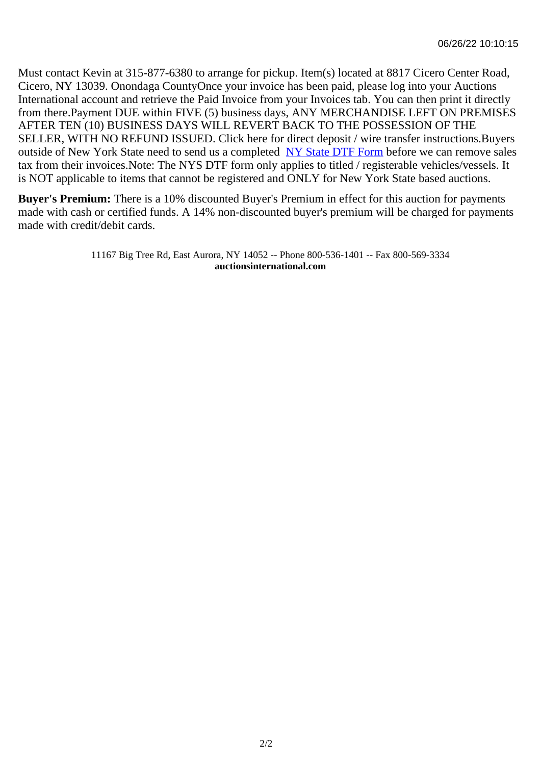Must contact Kevin at 315-877-6380 to arrange for pickup. Item(s) located at 8817 Cicero Center Road, Cicero, NY 13039. Onondaga CountyOnce your invoice has been paid, please log into your Auctions International account and retrieve the Paid Invoice from your Invoices tab. You can then print it directly from there.Payment DUE within FIVE (5) business days, ANY MERCHANDISE LEFT ON PREMISES AFTER TEN (10) BUSINESS DAYS WILL REVERT BACK TO THE POSSESSION OF THE SELLER, WITH NO REFUND ISSUED. Click here for direct deposit / wire transfer instructions.Buyers outside of New York State need to send us a completed NY State DTF Form before we can remove sales tax from their invoices.Note: The NYS DTF form only applies to titled / registerable vehicles/vessels. It is NOT applicable to items that cannot be registered and ONLY for New York State based auctions.

**Buyer's Premium:** There is a 10% discounted Buyer's Premium in effect for this auction for payments made with cash or certified funds. A 14% non-discounted buyer's premium will be charged for payments made with credit/debit cards.

11167 Big Tree Rd, East Aurora, NY 14052 -- Phone 800-536-1401 -- Fax 800-569-3334
**auctionsinternational.com**